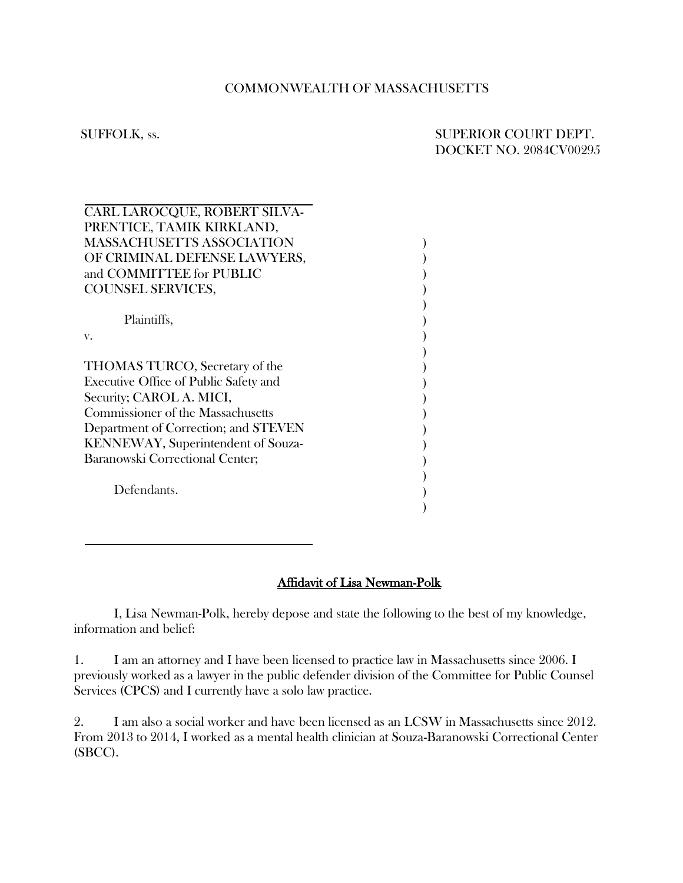COMMONWEALTH OF MASSACHUSETTS

SUFFOLK, ss.

SUPERIOR COURT DEPT.
DOCKET NO. 2084CV00295

CARL LAROCQUE, ROBERT SILVA-PRENTICE, TAMIK KIRKLAND, MASSACHUSETTS ASSOCIATION OF CRIMINAL DEFENSE LAWYERS, and COMMITTEE for PUBLIC COUNSEL SERVICES,

Plaintiffs,

v.

THOMAS TURCO, Secretary of the Executive Office of Public Safety and Security; CAROL A. MICI, Commissioner of the Massachusetts Department of Correction; and STEVEN KENNEWAY, Superintendent of Souza-Baranowski Correctional Center;

Defendants.

**Affidavit of Lisa Newman-Polk**

I, Lisa Newman-Polk, hereby depose and state the following to the best of my knowledge, information and belief:

1. I am an attorney and I have been licensed to practice law in Massachusetts since 2006. I previously worked as a lawyer in the public defender division of the Committee for Public Counsel Services (CPCS) and I currently have a solo law practice.

2. I am also a social worker and have been licensed as an LCSW in Massachusetts since 2012. From 2013 to 2014, I worked as a mental health clinician at Souza-Baranowski Correctional Center (SBCC).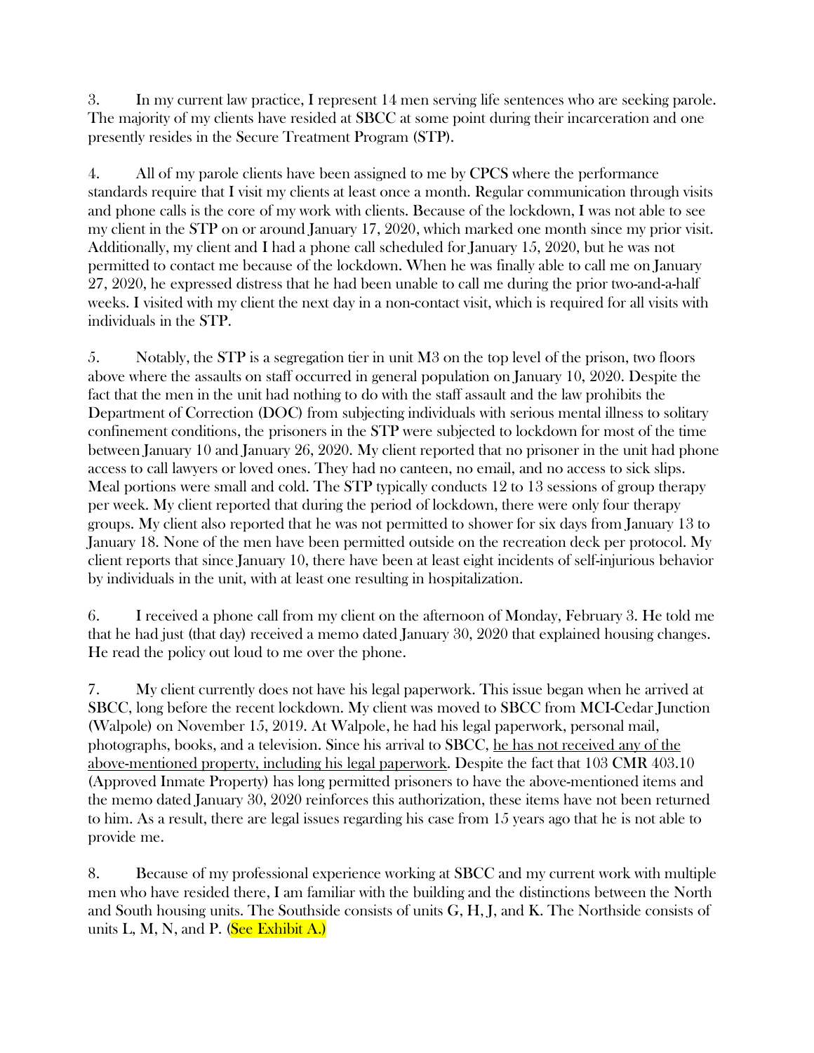3. In my current law practice, I represent 14 men serving life sentences who are seeking parole. The majority of my clients have resided at SBCC at some point during their incarceration and one presently resides in the Secure Treatment Program (STP).

4. All of my parole clients have been assigned to me by CPCS where the performance standards require that I visit my clients at least once a month. Regular communication through visits and phone calls is the core of my work with clients. Because of the lockdown, I was not able to see my client in the STP on or around January 17, 2020, which marked one month since my prior visit. Additionally, my client and I had a phone call scheduled for January 15, 2020, but he was not permitted to contact me because of the lockdown. When he was finally able to call me on January 27, 2020, he expressed distress that he had been unable to call me during the prior two-and-a-half weeks. I visited with my client the next day in a non-contact visit, which is required for all visits with individuals in the STP.

5. Notably, the STP is a segregation tier in unit M3 on the top level of the prison, two floors above where the assaults on staff occurred in general population on January 10, 2020. Despite the fact that the men in the unit had nothing to do with the staff assault and the law prohibits the Department of Correction (DOC) from subjecting individuals with serious mental illness to solitary confinement conditions, the prisoners in the STP were subjected to lockdown for most of the time between January 10 and January 26, 2020. My client reported that no prisoner in the unit had phone access to call lawyers or loved ones. They had no canteen, no email, and no access to sick slips. Meal portions were small and cold. The STP typically conducts 12 to 13 sessions of group therapy per week. My client reported that during the period of lockdown, there were only four therapy groups. My client also reported that he was not permitted to shower for six days from January 13 to January 18. None of the men have been permitted outside on the recreation deck per protocol. My client reports that since January 10, there have been at least eight incidents of self-injurious behavior by individuals in the unit, with at least one resulting in hospitalization.

6. I received a phone call from my client on the afternoon of Monday, February 3. He told me that he had just (that day) received a memo dated January 30, 2020 that explained housing changes. He read the policy out loud to me over the phone.

7. My client currently does not have his legal paperwork. This issue began when he arrived at SBCC, long before the recent lockdown. My client was moved to SBCC from MCI-Cedar Junction (Walpole) on November 15, 2019. At Walpole, he had his legal paperwork, personal mail, photographs, books, and a television. Since his arrival to SBCC, <u>he has not received any of the above-mentioned property, including his legal paperwork</u>. Despite the fact that 103 CMR 403.10 (Approved Inmate Property) has long permitted prisoners to have the above-mentioned items and the memo dated January 30, 2020 reinforces this authorization, these items have not been returned to him. As a result, there are legal issues regarding his case from 15 years ago that he is not able to provide me.

8. Because of my professional experience working at SBCC and my current work with multiple men who have resided there, I am familiar with the building and the distinctions between the North and South housing units. The Southside consists of units G, H, J, and K. The Northside consists of units L, M, N, and P. (See Exhibit A.)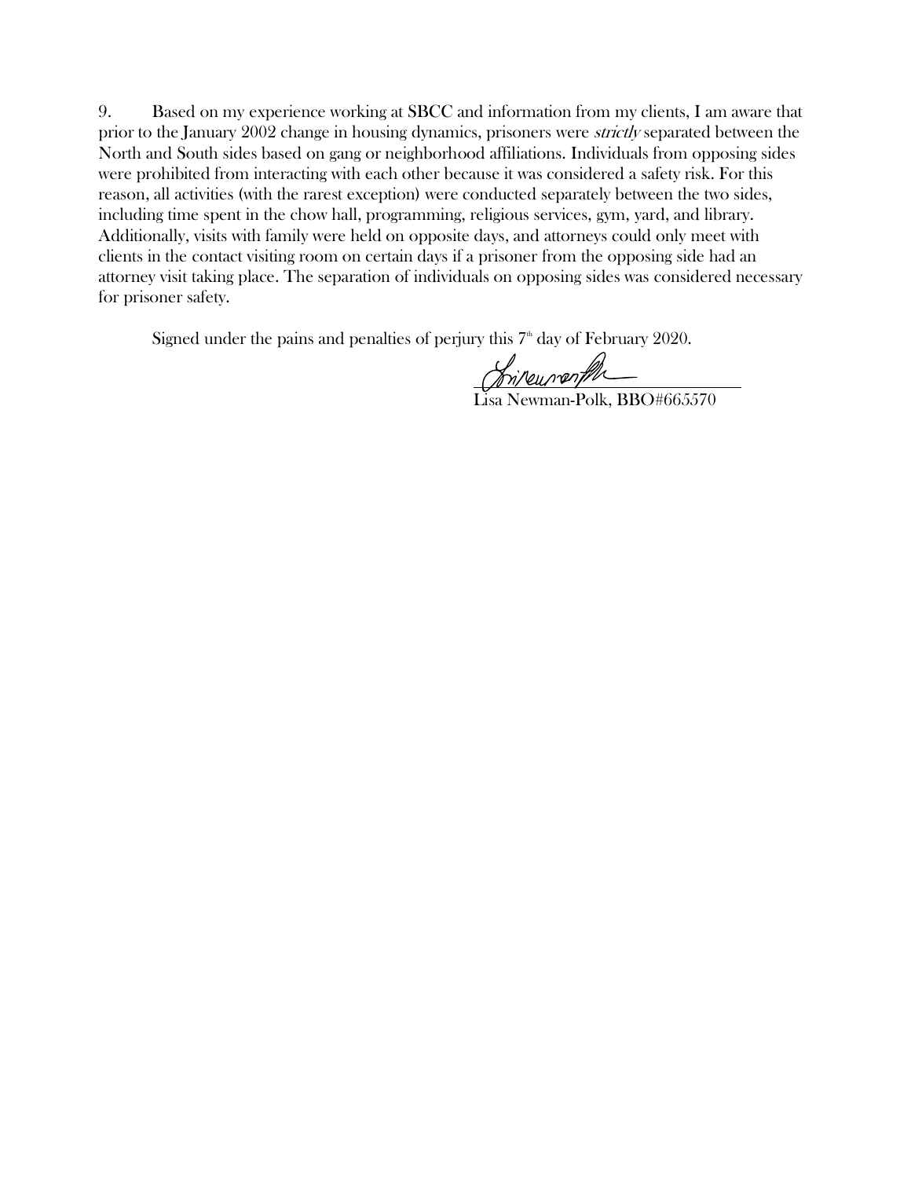9. Based on my experience working at SBCC and information from my clients, I am aware that prior to the January 2002 change in housing dynamics, prisoners were *strictly* separated between the North and South sides based on gang or neighborhood affiliations. Individuals from opposing sides were prohibited from interacting with each other because it was considered a safety risk. For this reason, all activities (with the rarest exception) were conducted separately between the two sides, including time spent in the chow hall, programming, religious services, gym, yard, and library. Additionally, visits with family were held on opposite days, and attorneys could only meet with clients in the contact visiting room on certain days if a prisoner from the opposing side had an attorney visit taking place. The separation of individuals on opposing sides was considered necessary for prisoner safety.

Signed under the pains and penalties of perjury this 7th day of February 2020.

Lisa Newman-Polk, BBO#665570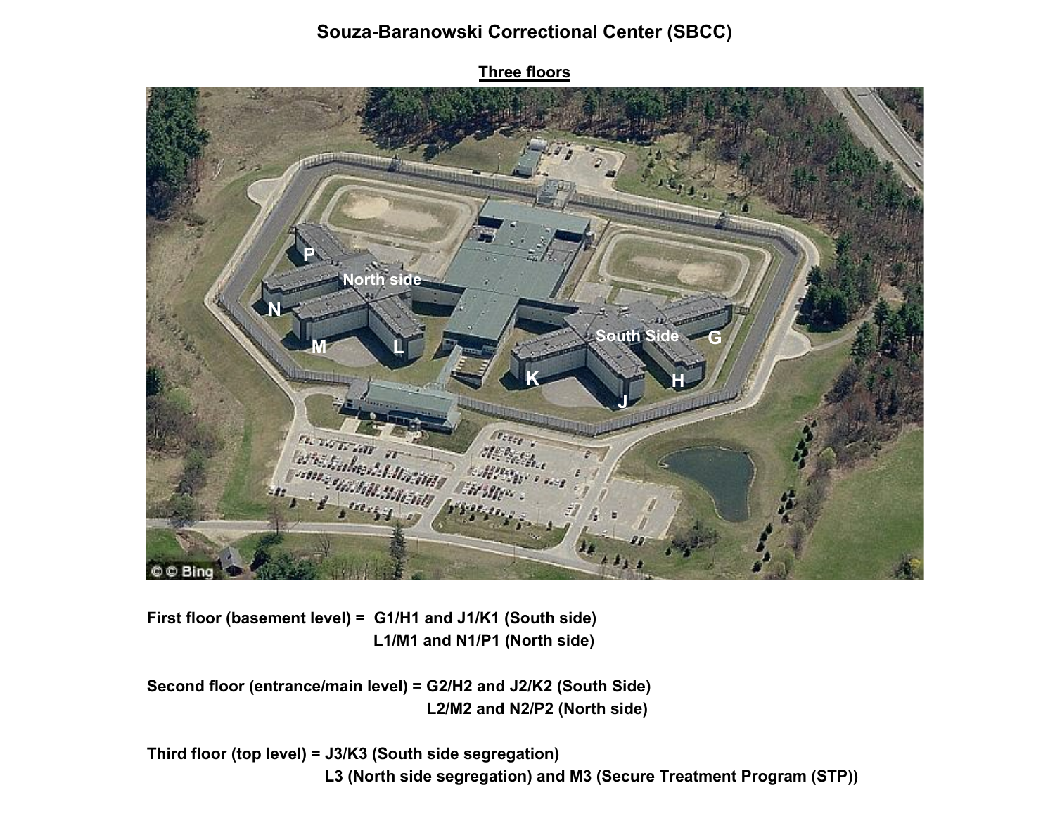# Souza-Baranowski Correctional Center (SBCC)

**Three floors**

P
North side
N
M
L
South Side
G
K
H
J
© © Bing

**First floor (basement level) = G1/H1 and J1/K1 (South side)**
**L1/M1 and N1/P1 (North side)**

**Second floor (entrance/main level) = G2/H2 and J2/K2 (South Side)**
**L2/M2 and N2/P2 (North side)**

**Third floor (top level) = J3/K3 (South side segregation)**
**L3 (North side segregation) and M3 (Secure Treatment Program (STP))**